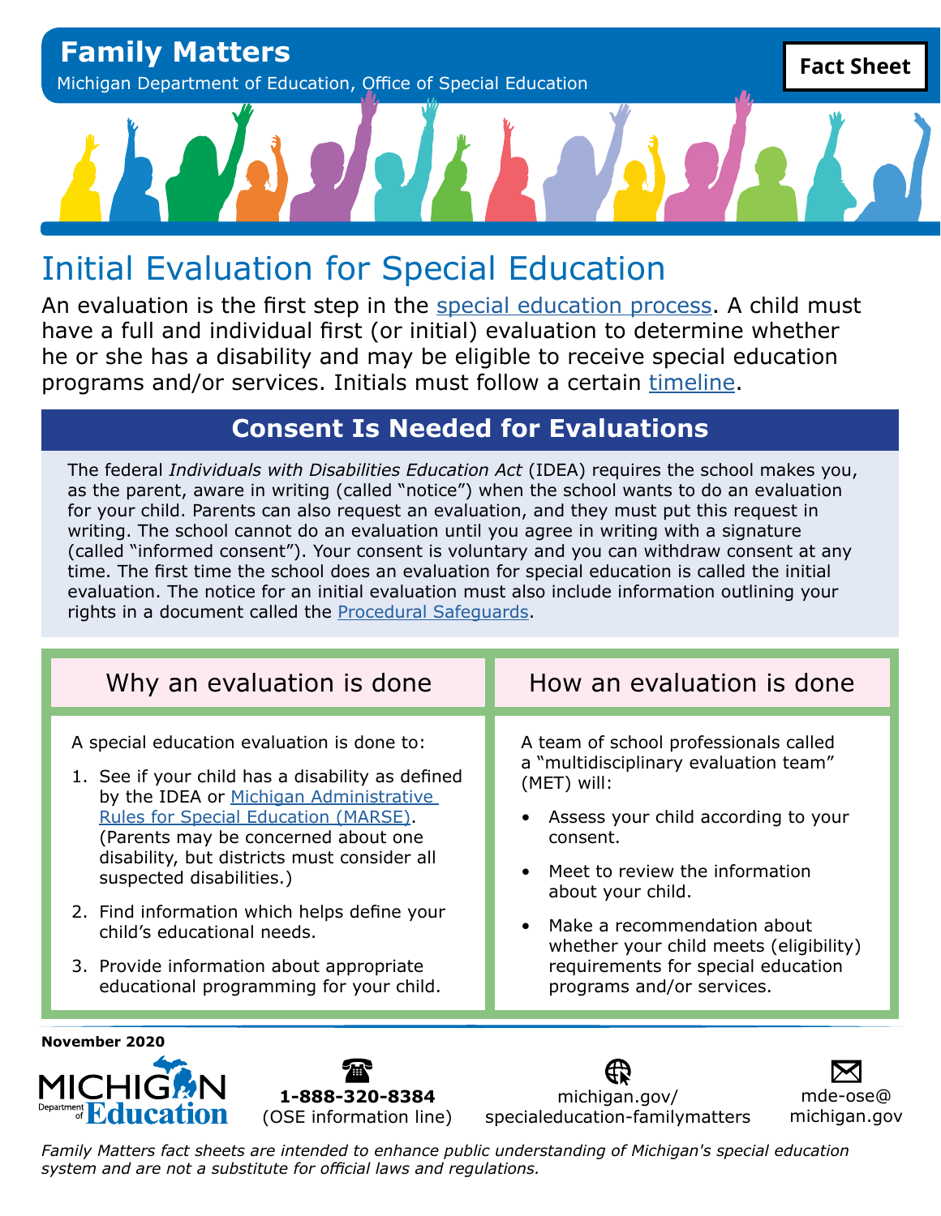# Family Matters

Michigan Department of Education, Office of Special Education

**Fact Sheet**

## Initial Evaluation for Special Education

An evaluation is the first step in the special education process. A child must have a full and individual first (or initial) evaluation to determine whether he or she has a disability and may be eligible to receive special education programs and/or services. Initials must follow a certain timeline.

### Consent Is Needed for Evaluations

The federal *Individuals with Disabilities Education Act* (IDEA) requires the school makes you, as the parent, aware in writing (called "notice") when the school wants to do an evaluation for your child. Parents can also request an evaluation, and they must put this request in writing. The school cannot do an evaluation until you agree in writing with a signature (called "informed consent"). Your consent is voluntary and you can withdraw consent at any time. The first time the school does an evaluation for special education is called the initial evaluation. The notice for an initial evaluation must also include information outlining your rights in a document called the Procedural Safeguards.

### Why an evaluation is done

A special education evaluation is done to:

1. See if your child has a disability as defined by the IDEA or Michigan Administrative Rules for Special Education (MARSE). (Parents may be concerned about one disability, but districts must consider all suspected disabilities.)
2. Find information which helps define your child's educational needs.
3. Provide information about appropriate educational programming for your child.

### How an evaluation is done

A team of school professionals called a "multidisciplinary evaluation team" (MET) will:

- Assess your child according to your consent.
- Meet to review the information about your child.
- Make a recommendation about whether your child meets (eligibility) requirements for special education programs and/or services.

**November 2020**

MICHIGAN Department of Education

**1-888-320-8384** (OSE information line)

michigan.gov/specialeducation-familymatters

mde-ose@michigan.gov

*Family Matters fact sheets are intended to enhance public understanding of Michigan's special education system and are not a substitute for official laws and regulations.*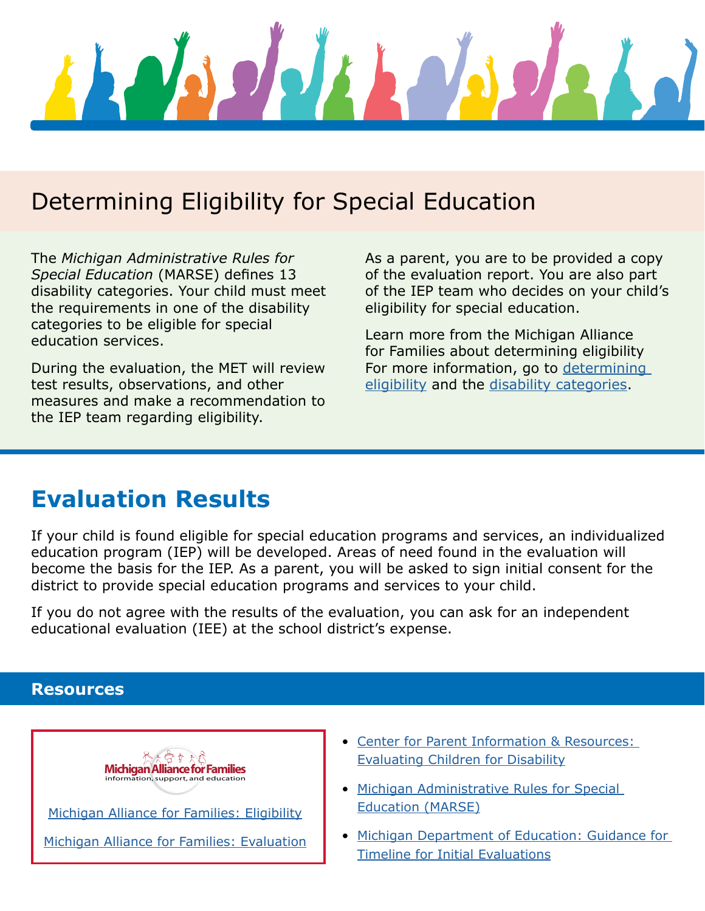# Determining Eligibility for Special Education

The *Michigan Administrative Rules for Special Education* (MARSE) defines 13 disability categories. Your child must meet the requirements in one of the disability categories to be eligible for special education services.

During the evaluation, the MET will review test results, observations, and other measures and make a recommendation to the IEP team regarding eligibility.

As a parent, you are to be provided a copy of the evaluation report. You are also part of the IEP team who decides on your child's eligibility for special education.

Learn more from the Michigan Alliance for Families about determining eligibility For more information, go to determining eligibility and the disability categories.

## Evaluation Results

If your child is found eligible for special education programs and services, an individualized education program (IEP) will be developed. Areas of need found in the evaluation will become the basis for the IEP. As a parent, you will be asked to sign initial consent for the district to provide special education programs and services to your child.

If you do not agree with the results of the evaluation, you can ask for an independent educational evaluation (IEE) at the school district's expense.

### Resources

Michigan Alliance for Families
information, support, and education

Michigan Alliance for Families: Eligibility

Michigan Alliance for Families: Evaluation

- Center for Parent Information & Resources: Evaluating Children for Disability
- Michigan Administrative Rules for Special Education (MARSE)
- Michigan Department of Education: Guidance for Timeline for Initial Evaluations